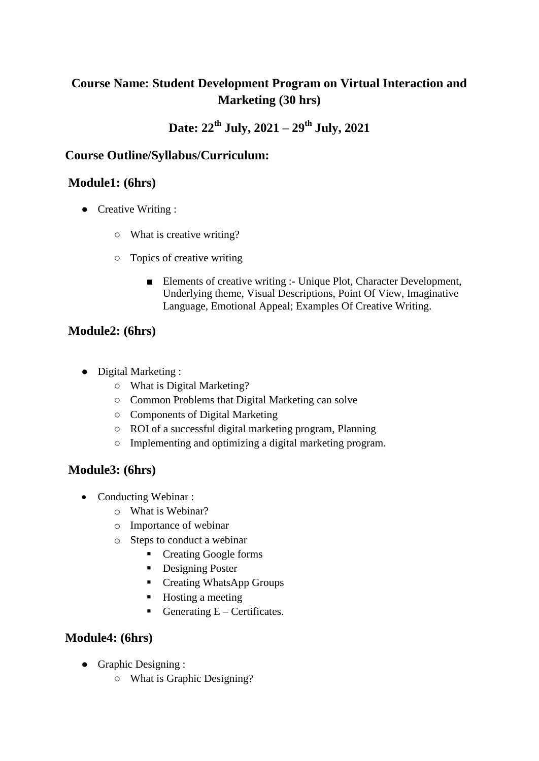# Course Name: Student Development Program on Virtual Interaction and Marketing (30 hrs)

## Date: 22th July, 2021 – 29th July, 2021

### Course Outline/Syllabus/Curriculum:

### Module1: (6hrs)

- Creative Writing :
    - What is creative writing?
    - Topics of creative writing
        - Elements of creative writing :- Unique Plot, Character Development, Underlying theme, Visual Descriptions, Point Of View, Imaginative Language, Emotional Appeal; Examples Of Creative Writing.

### Module2: (6hrs)

- Digital Marketing :
    - What is Digital Marketing?
    - Common Problems that Digital Marketing can solve
    - Components of Digital Marketing
    - ROI of a successful digital marketing program, Planning
    - Implementing and optimizing a digital marketing program.

### Module3: (6hrs)

- Conducting Webinar :
    - What is Webinar?
    - Importance of webinar
    - Steps to conduct a webinar
        - Creating Google forms
        - Designing Poster
        - Creating WhatsApp Groups
        - Hosting a meeting
        - Generating E – Certificates.

### Module4: (6hrs)

- Graphic Designing :
    - What is Graphic Designing?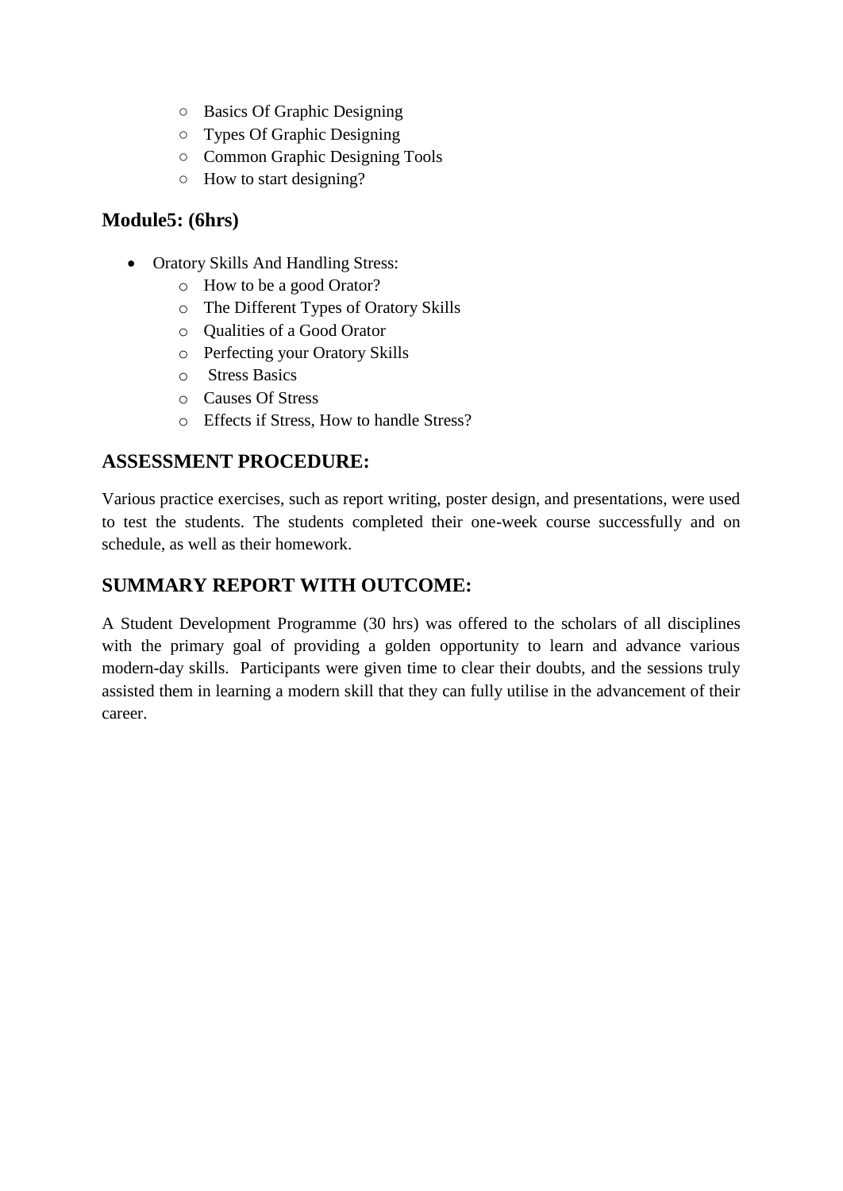- Basics Of Graphic Designing
  - Types Of Graphic Designing
  - Common Graphic Designing Tools
  - How to start designing?

### Module5: (6hrs)

- Oratory Skills And Handling Stress:
  - How to be a good Orator?
  - The Different Types of Oratory Skills
  - Qualities of a Good Orator
  - Perfecting your Oratory Skills
  - Stress Basics
  - Causes Of Stress
  - Effects if Stress, How to handle Stress?

## ASSESSMENT PROCEDURE:

Various practice exercises, such as report writing, poster design, and presentations, were used to test the students. The students completed their one-week course successfully and on schedule, as well as their homework.

## SUMMARY REPORT WITH OUTCOME:

A Student Development Programme (30 hrs) was offered to the scholars of all disciplines with the primary goal of providing a golden opportunity to learn and advance various modern-day skills. Participants were given time to clear their doubts, and the sessions truly assisted them in learning a modern skill that they can fully utilise in the advancement of their career.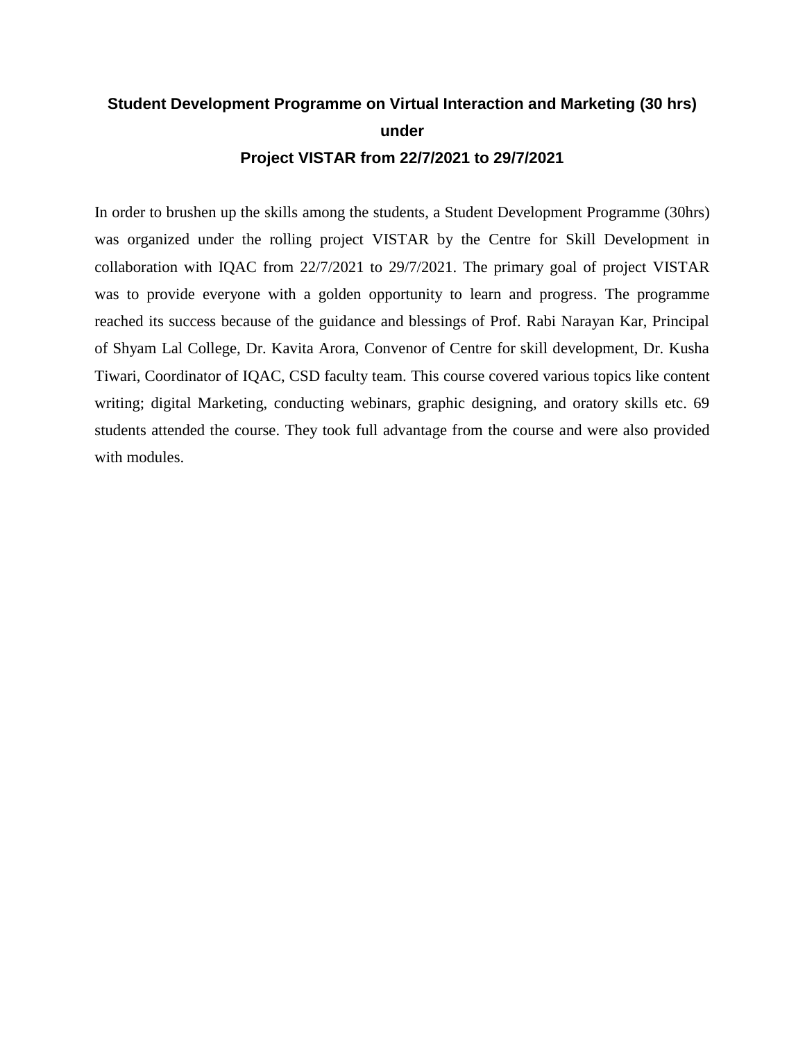## Student Development Programme on Virtual Interaction and Marketing (30 hrs) under Project VISTAR from 22/7/2021 to 29/7/2021

In order to brushen up the skills among the students, a Student Development Programme (30hrs) was organized under the rolling project VISTAR by the Centre for Skill Development in collaboration with IQAC from 22/7/2021 to 29/7/2021. The primary goal of project VISTAR was to provide everyone with a golden opportunity to learn and progress. The programme reached its success because of the guidance and blessings of Prof. Rabi Narayan Kar, Principal of Shyam Lal College, Dr. Kavita Arora, Convenor of Centre for skill development, Dr. Kusha Tiwari, Coordinator of IQAC, CSD faculty team. This course covered various topics like content writing; digital Marketing, conducting webinars, graphic designing, and oratory skills etc. 69 students attended the course. They took full advantage from the course and were also provided with modules.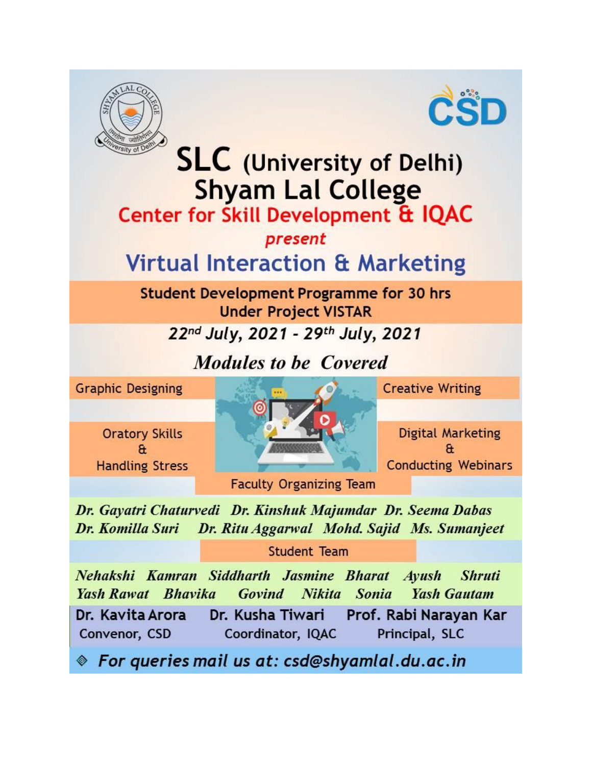# SLC (University of Delhi)
# Shyam Lal College

## Center for Skill Development & IQAC

*present*

# Virtual Interaction & Marketing

**Student Development Programme for 30 hrs**
**Under Project VISTAR**

*22nd July, 2021 - 29th July, 2021*

## *Modules to be Covered*

- Graphic Designing
- Creative Writing
- Oratory Skills & Handling Stress
- Digital Marketing & Conducting Webinars

**Faculty Organizing Team**

*Dr. Gayatri Chaturvedi Dr. Kinshuk Majumdar Dr. Seema Dabas Dr. Komilla Suri Dr. Ritu Aggarwal Mohd. Sajid Ms. Sumanjeet*

**Student Team**

*Nehakshi Kamran Siddharth Jasmine Bharat Ayush Shruti Yash Rawat Bhavika Govind Nikita Sonia Yash Gautam*

| Dr. Kavita Arora | Dr. Kusha Tiwari | Prof. Rabi Narayan Kar |
|---|---|---|
| Convenor, CSD | Coordinator, IQAC | Principal, SLC |

*For queries mail us at: csd@shyamlal.du.ac.in*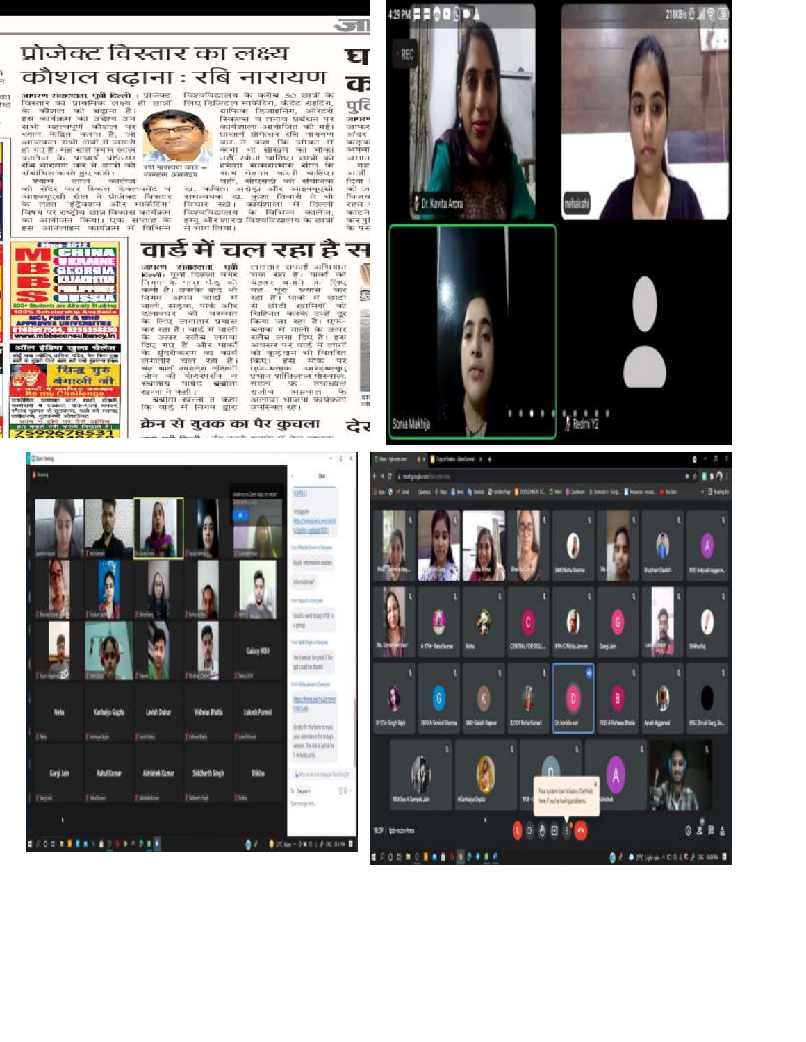# प्रोजेक्ट विस्तार का लक्ष्य कौशल बढ़ाना : रवि नारायण

**जागरण संवाददाता, पूर्वी दिल्ली :** प्रोजेक्ट विस्तार का प्राथमिक लक्ष्य ही छात्रों के कौशल को बढ़ाना है। इस कार्यक्रम का उद्देश्य उन सभी महत्वपूर्ण कौशल पर ध्यान केंद्रित करना है, जो आजकल सभी क्षेत्रों में जरूरी हो गए हैं। यह बातें श्याम लाल कालेज के प्राचार्य प्रोफेसर रवि नारायण कर ने छात्रों को संबोधित करते हुए कहीं। श्याम लाल कालेज की सेंटर फार स्किल डेवलपमेंट व आइक्यूएसी सेल ने प्रोजेक्ट विस्तार के तहत 'इंटेंशन और मार्केटिंग' विषय पर राष्ट्रीय छात्र विकास कार्यक्रम का आयोजन किया। एक सप्ताह के इस आनलाइन कार्यक्रम में विभिन्न विश्वविद्यालय के करीब 50 छात्रों के लिए डिजिटल मार्केटिंग, कंटेंट राइटिंग, ग्राफिक डिजाइनिंग, ऑरेटरी स्किल्स व तनाव प्रबंधन पर कार्यशाला आयोजित की गई। प्राचार्य प्रोफेसर रवि नारायण कर ने कहा कि जीवन में कभी भी सीखने का मौका नहीं खोना चाहिए। छात्रों को हमेशा सकारात्मक सोच के साथ मेहनत करनी चाहिए। वहीं, सीएसडी की संयोजक डा. कविता अरोड़ा और आइक्यूएसी समन्वयक डा. कुसुम तिवारी ने भी विचार रखे। कार्यशाला में दिल्ली विश्वविद्यालय के विभिन्न कालेज, इग्नू और शारदा विश्वविद्यालय के छात्रों ने भाग लिया।

रवि नारायण कर • सौजन्य आयोजक